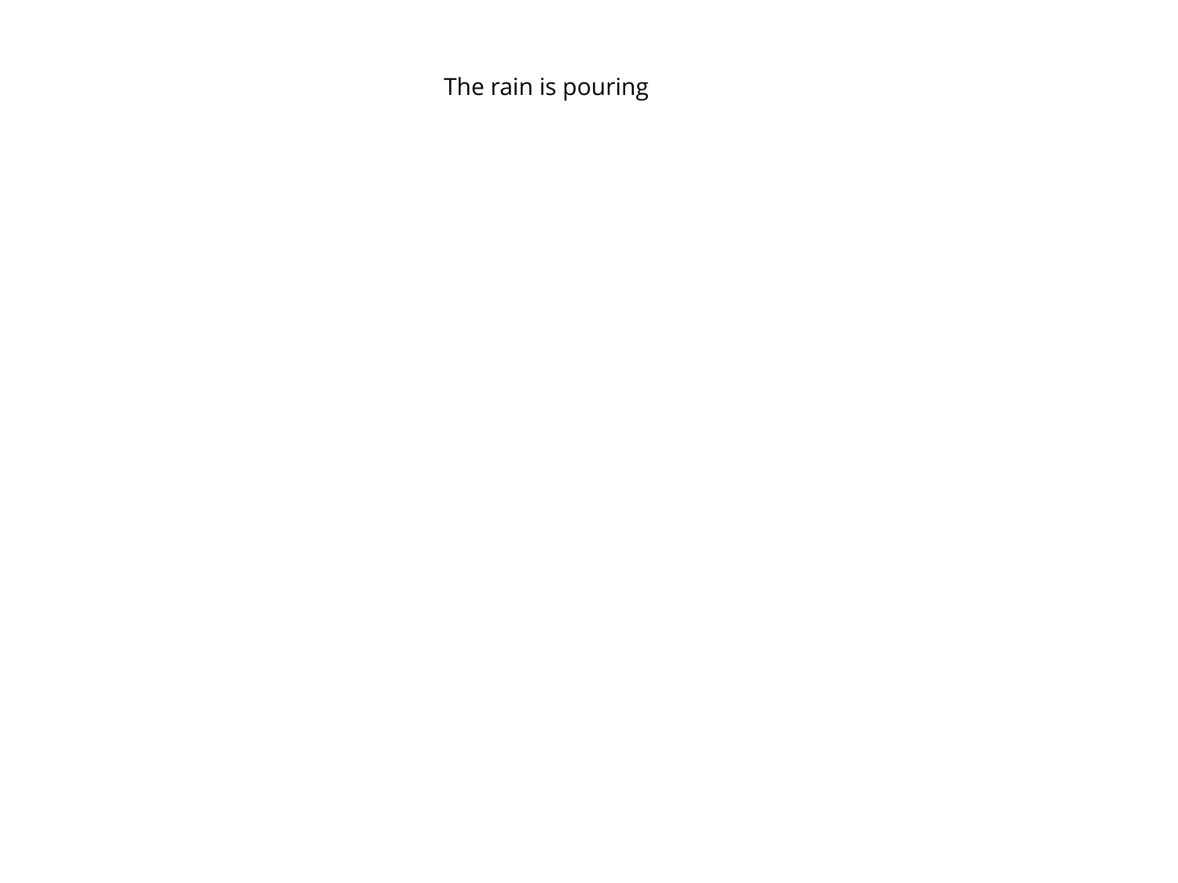The rain is pouring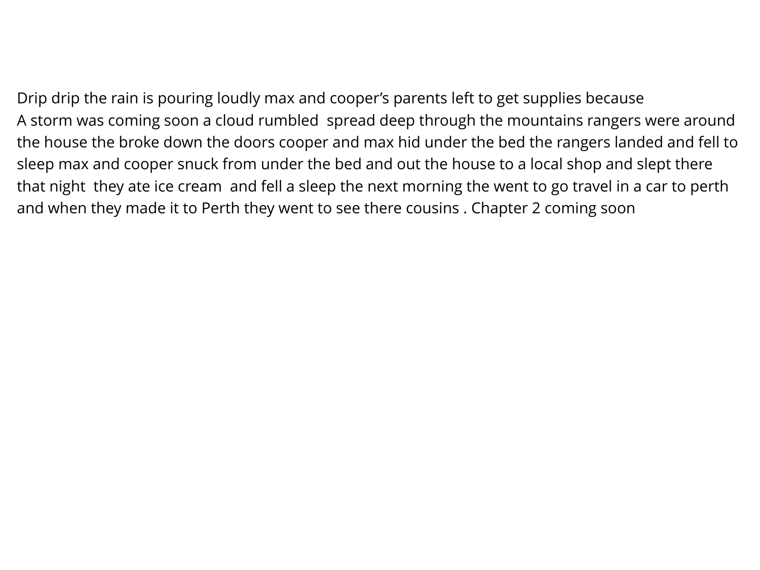Drip drip the rain is pouring loudly max and cooper's parents left to get supplies because
A storm was coming soon a cloud rumbled  spread deep through the mountains rangers were around the house the broke down the doors cooper and max hid under the bed the rangers landed and fell to sleep max and cooper snuck from under the bed and out the house to a local shop and slept there that night  they ate ice cream  and fell a sleep the next morning the went to go travel in a car to perth and when they made it to Perth they went to see there cousins . Chapter 2 coming soon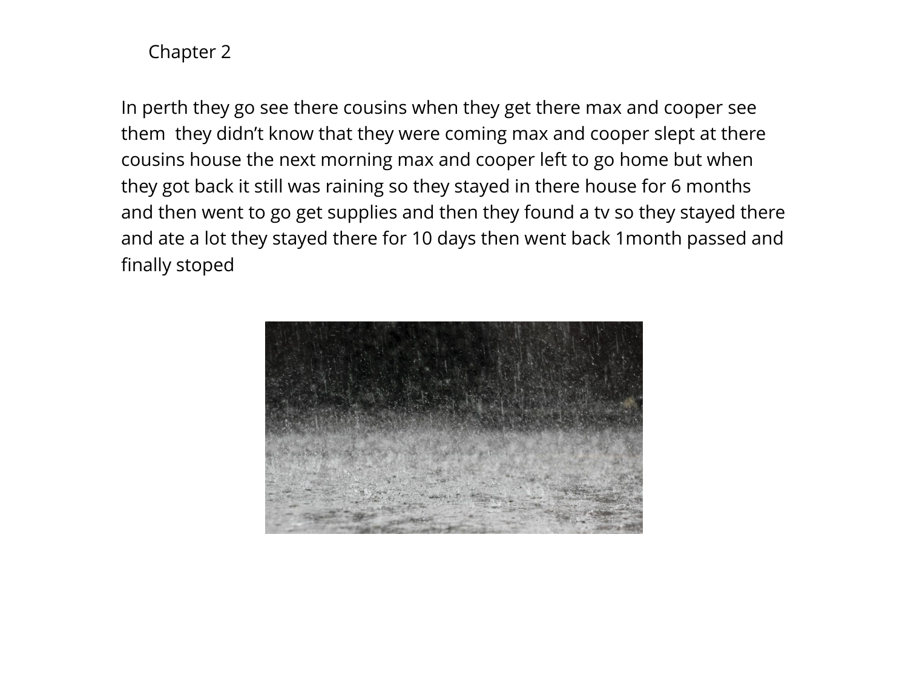## Chapter 2

In perth they go see there cousins when they get there max and cooper see them they didn't know that they were coming max and cooper slept at there cousins house the next morning max and cooper left to go home but when they got back it still was raining so they stayed in there house for 6 months and then went to go get supplies and then they found a tv so they stayed there and ate a lot they stayed there for 10 days then went back 1month passed and finally stoped